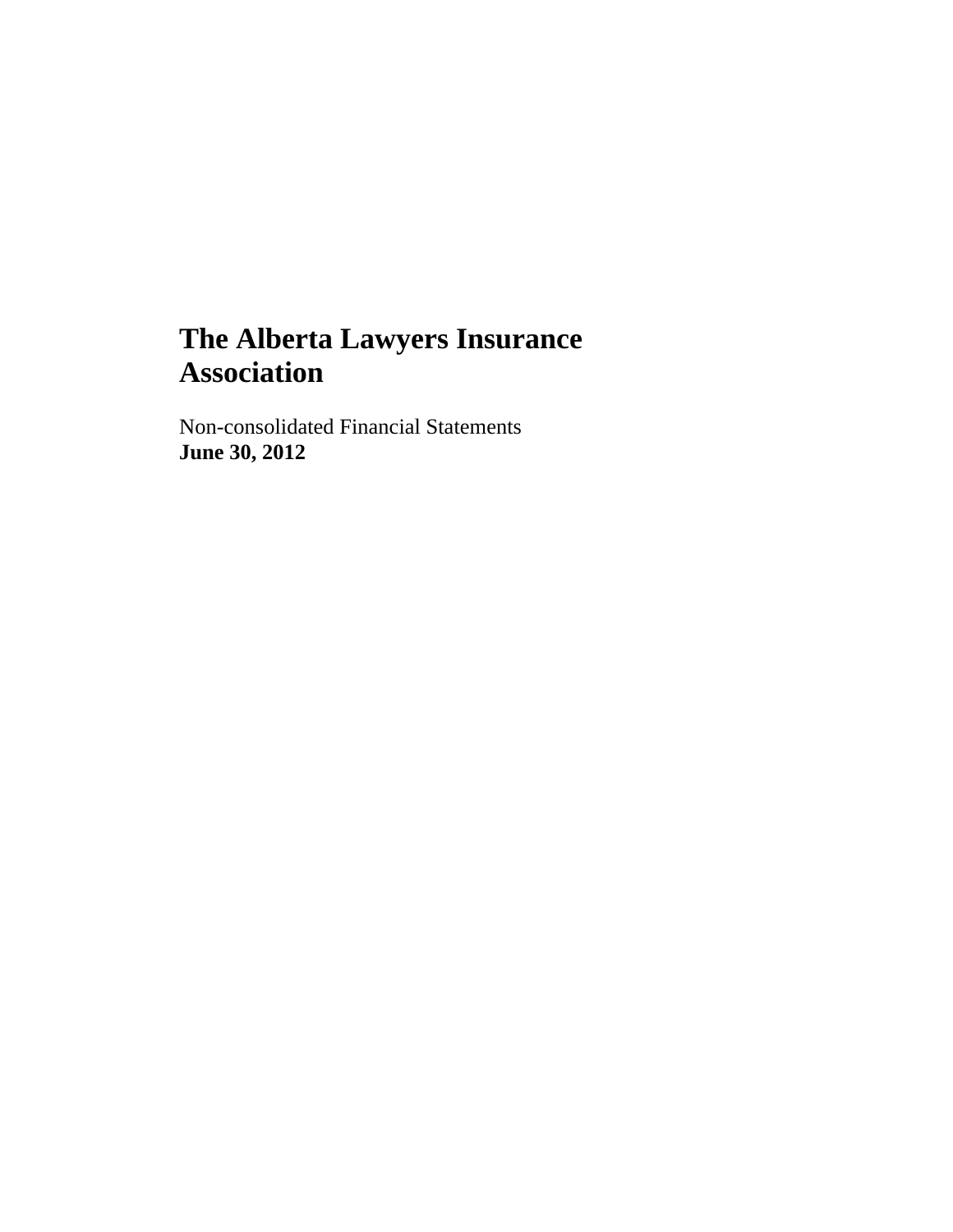# The Alberta Lawyers Insurance Association

Non-consolidated Financial Statements
**June 30, 2012**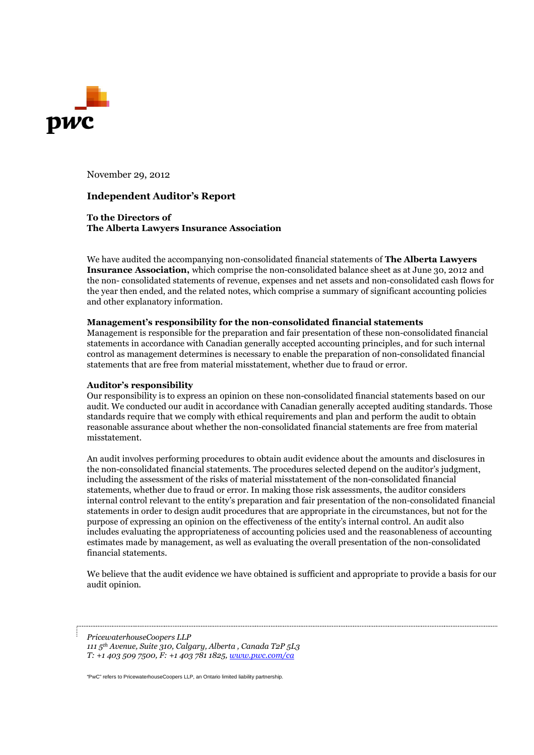November 29, 2012

## Independent Auditor's Report

**To the Directors of**
**The Alberta Lawyers Insurance Association**

We have audited the accompanying non-consolidated financial statements of **The Alberta Lawyers Insurance Association,** which comprise the non-consolidated balance sheet as at June 30, 2012 and the non- consolidated statements of revenue, expenses and net assets and non-consolidated cash flows for the year then ended, and the related notes, which comprise a summary of significant accounting policies and other explanatory information.

### Management's responsibility for the non-consolidated financial statements

Management is responsible for the preparation and fair presentation of these non-consolidated financial statements in accordance with Canadian generally accepted accounting principles, and for such internal control as management determines is necessary to enable the preparation of non-consolidated financial statements that are free from material misstatement, whether due to fraud or error.

### Auditor's responsibility

Our responsibility is to express an opinion on these non-consolidated financial statements based on our audit. We conducted our audit in accordance with Canadian generally accepted auditing standards. Those standards require that we comply with ethical requirements and plan and perform the audit to obtain reasonable assurance about whether the non-consolidated financial statements are free from material misstatement.

An audit involves performing procedures to obtain audit evidence about the amounts and disclosures in the non-consolidated financial statements. The procedures selected depend on the auditor's judgment, including the assessment of the risks of material misstatement of the non-consolidated financial statements, whether due to fraud or error. In making those risk assessments, the auditor considers internal control relevant to the entity's preparation and fair presentation of the non-consolidated financial statements in order to design audit procedures that are appropriate in the circumstances, but not for the purpose of expressing an opinion on the effectiveness of the entity's internal control. An audit also includes evaluating the appropriateness of accounting policies used and the reasonableness of accounting estimates made by management, as well as evaluating the overall presentation of the non-consolidated financial statements.

We believe that the audit evidence we have obtained is sufficient and appropriate to provide a basis for our audit opinion.

*PricewaterhouseCoopers LLP*
*111 5th Avenue, Suite 310, Calgary, Alberta , Canada T2P 5L3*
*T: +1 403 509 7500, F: +1 403 781 1825, www.pwc.com/ca*

"PwC" refers to PricewaterhouseCoopers LLP, an Ontario limited liability partnership.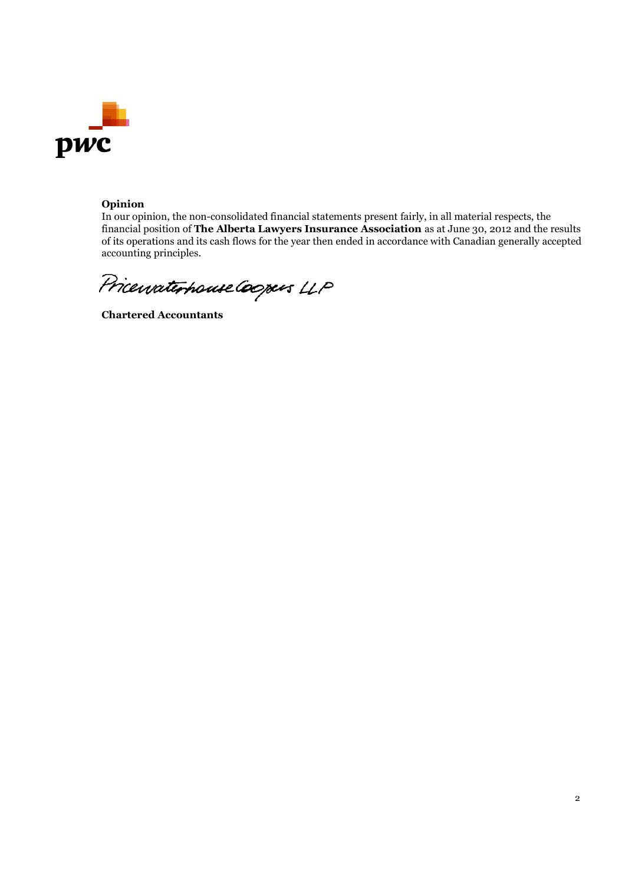**Opinion**

In our opinion, the non-consolidated financial statements present fairly, in all material respects, the financial position of **The Alberta Lawyers Insurance Association** as at June 30, 2012 and the results of its operations and its cash flows for the year then ended in accordance with Canadian generally accepted accounting principles.

PricewaterhouseCoopers LLP

**Chartered Accountants**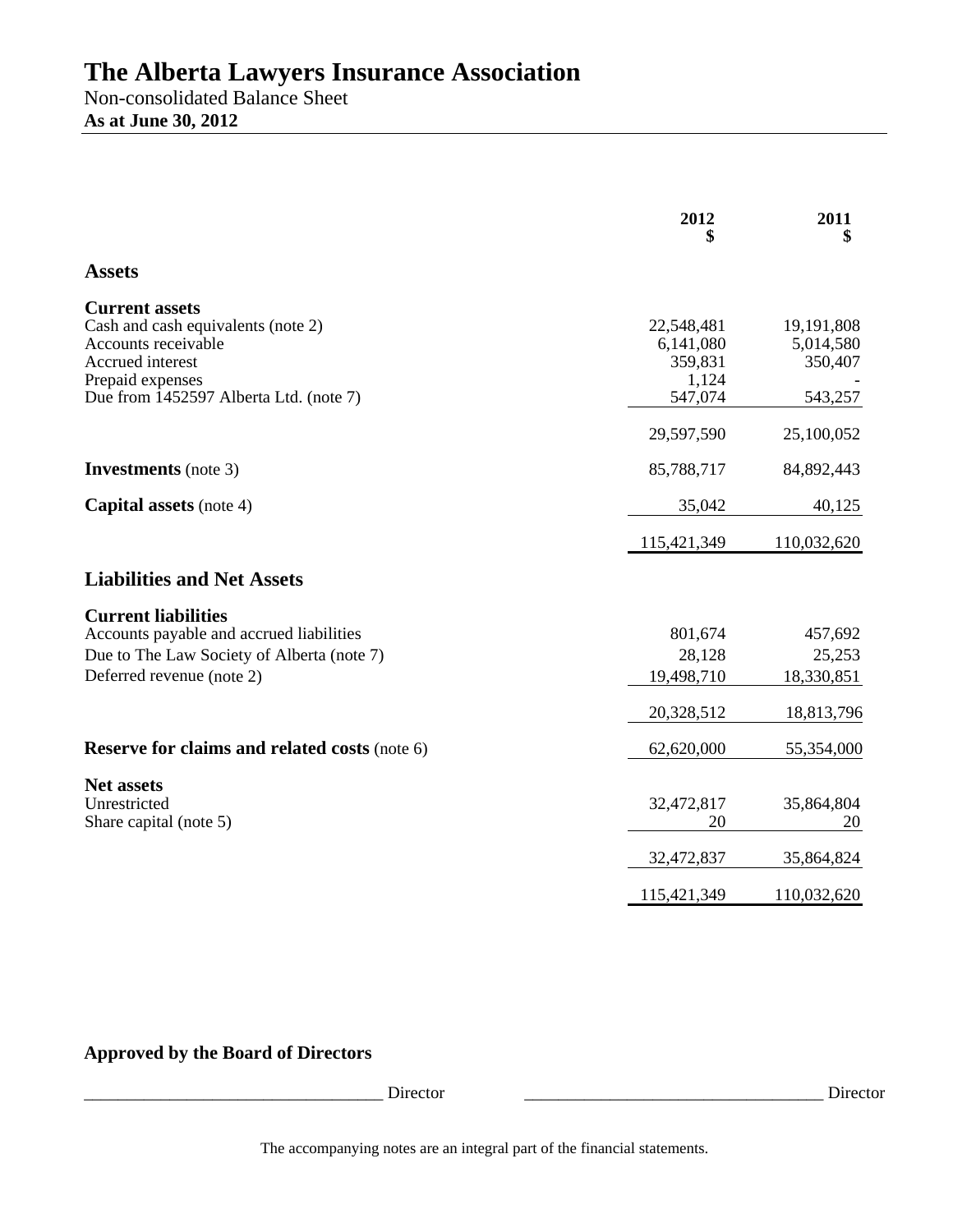# The Alberta Lawyers Insurance Association

Non-consolidated Balance Sheet

**As at June 30, 2012**

| | 2012 $ | 2011 $ |
|---|---|---|
| **Assets** | | |
| **Current assets** | | |
| Cash and cash equivalents (note 2) | 22,548,481 | 19,191,808 |
| Accounts receivable | 6,141,080 | 5,014,580 |
| Accrued interest | 359,831 | 350,407 |
| Prepaid expenses | 1,124 | - |
| Due from 1452597 Alberta Ltd. (note 7) | 547,074 | 543,257 |
| | 29,597,590 | 25,100,052 |
| **Investments** (note 3) | 85,788,717 | 84,892,443 |
| **Capital assets** (note 4) | 35,042 | 40,125 |
| | 115,421,349 | 110,032,620 |
| **Liabilities and Net Assets** | | |
| **Current liabilities** | | |
| Accounts payable and accrued liabilities | 801,674 | 457,692 |
| Due to The Law Society of Alberta (note 7) | 28,128 | 25,253 |
| Deferred revenue (note 2) | 19,498,710 | 18,330,851 |
| | 20,328,512 | 18,813,796 |
| **Reserve for claims and related costs** (note 6) | 62,620,000 | 55,354,000 |
| **Net assets** | | |
| Unrestricted | 32,472,817 | 35,864,804 |
| Share capital (note 5) | 20 | 20 |
| | 32,472,837 | 35,864,824 |
| | 115,421,349 | 110,032,620 |

**Approved by the Board of Directors**

___________________________________ Director ___________________________________ Director

The accompanying notes are an integral part of the financial statements.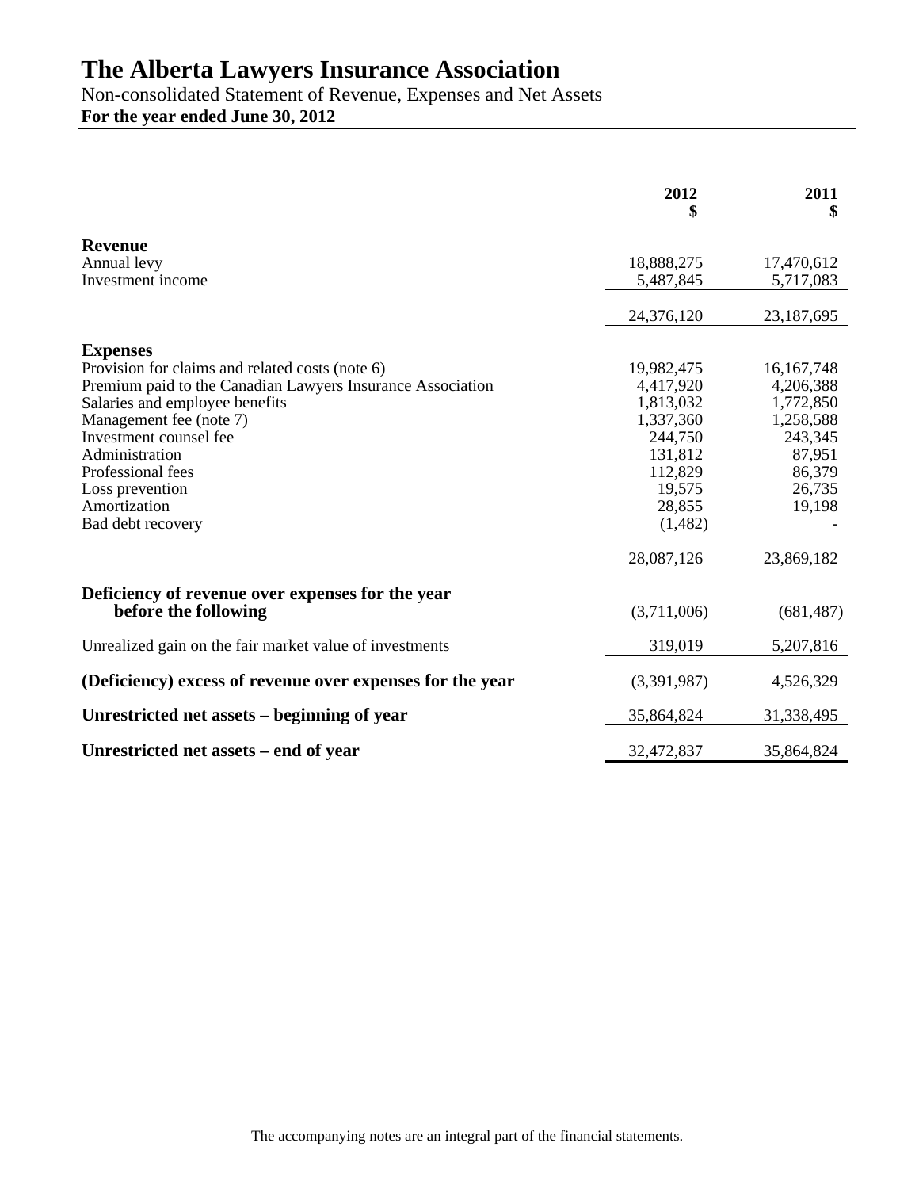# The Alberta Lawyers Insurance Association

Non-consolidated Statement of Revenue, Expenses and Net Assets

**For the year ended June 30, 2012**

| | 2012<br>$ | 2011<br>$ |
|---|---|---|
| **Revenue** | | |
| Annual levy | 18,888,275 | 17,470,612 |
| Investment income | 5,487,845 | 5,717,083 |
| | 24,376,120 | 23,187,695 |
| **Expenses** | | |
| Provision for claims and related costs (note 6) | 19,982,475 | 16,167,748 |
| Premium paid to the Canadian Lawyers Insurance Association | 4,417,920 | 4,206,388 |
| Salaries and employee benefits | 1,813,032 | 1,772,850 |
| Management fee (note 7) | 1,337,360 | 1,258,588 |
| Investment counsel fee | 244,750 | 243,345 |
| Administration | 131,812 | 87,951 |
| Professional fees | 112,829 | 86,379 |
| Loss prevention | 19,575 | 26,735 |
| Amortization | 28,855 | 19,198 |
| Bad debt recovery | (1,482) | - |
| | 28,087,126 | 23,869,182 |
| **Deficiency of revenue over expenses for the year before the following** | (3,711,006) | (681,487) |
| Unrealized gain on the fair market value of investments | 319,019 | 5,207,816 |
| **(Deficiency) excess of revenue over expenses for the year** | (3,391,987) | 4,526,329 |
| **Unrestricted net assets – beginning of year** | 35,864,824 | 31,338,495 |
| **Unrestricted net assets – end of year** | 32,472,837 | 35,864,824 |

The accompanying notes are an integral part of the financial statements.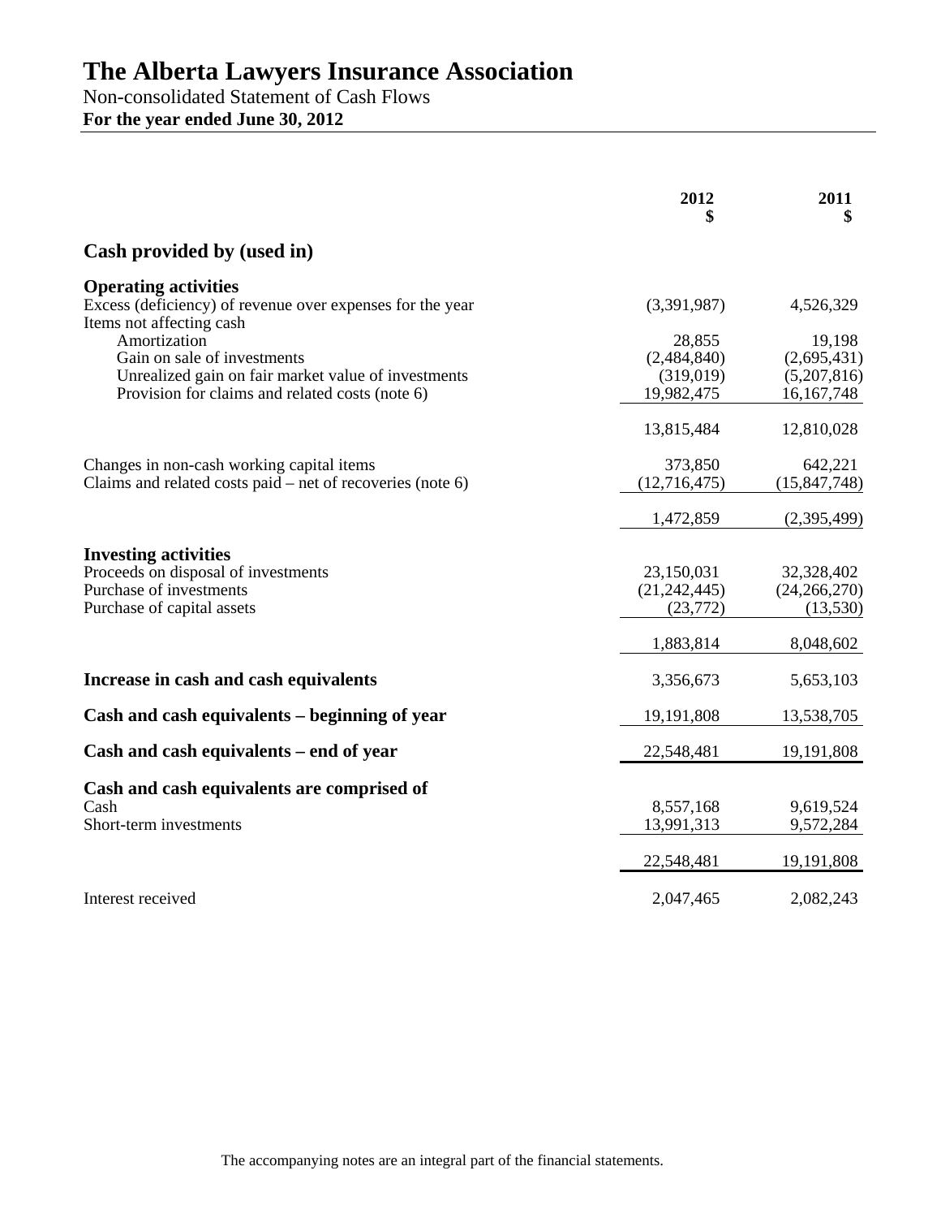# The Alberta Lawyers Insurance Association

Non-consolidated Statement of Cash Flows

**For the year ended June 30, 2012**

| | 2012 $ | 2011 $ |
|---|---|---|
| **Cash provided by (used in)** | | |
| **Operating activities** | | |
| Excess (deficiency) of revenue over expenses for the year | (3,391,987) | 4,526,329 |
| Items not affecting cash | | |
| Amortization | 28,855 | 19,198 |
| Gain on sale of investments | (2,484,840) | (2,695,431) |
| Unrealized gain on fair market value of investments | (319,019) | (5,207,816) |
| Provision for claims and related costs (note 6) | 19,982,475 | 16,167,748 |
| | 13,815,484 | 12,810,028 |
| Changes in non-cash working capital items | 373,850 | 642,221 |
| Claims and related costs paid – net of recoveries (note 6) | (12,716,475) | (15,847,748) |
| | 1,472,859 | (2,395,499) |
| **Investing activities** | | |
| Proceeds on disposal of investments | 23,150,031 | 32,328,402 |
| Purchase of investments | (21,242,445) | (24,266,270) |
| Purchase of capital assets | (23,772) | (13,530) |
| | 1,883,814 | 8,048,602 |
| **Increase in cash and cash equivalents** | 3,356,673 | 5,653,103 |
| **Cash and cash equivalents – beginning of year** | 19,191,808 | 13,538,705 |
| **Cash and cash equivalents – end of year** | 22,548,481 | 19,191,808 |
| **Cash and cash equivalents are comprised of** | | |
| Cash | 8,557,168 | 9,619,524 |
| Short-term investments | 13,991,313 | 9,572,284 |
| | 22,548,481 | 19,191,808 |
| Interest received | 2,047,465 | 2,082,243 |

The accompanying notes are an integral part of the financial statements.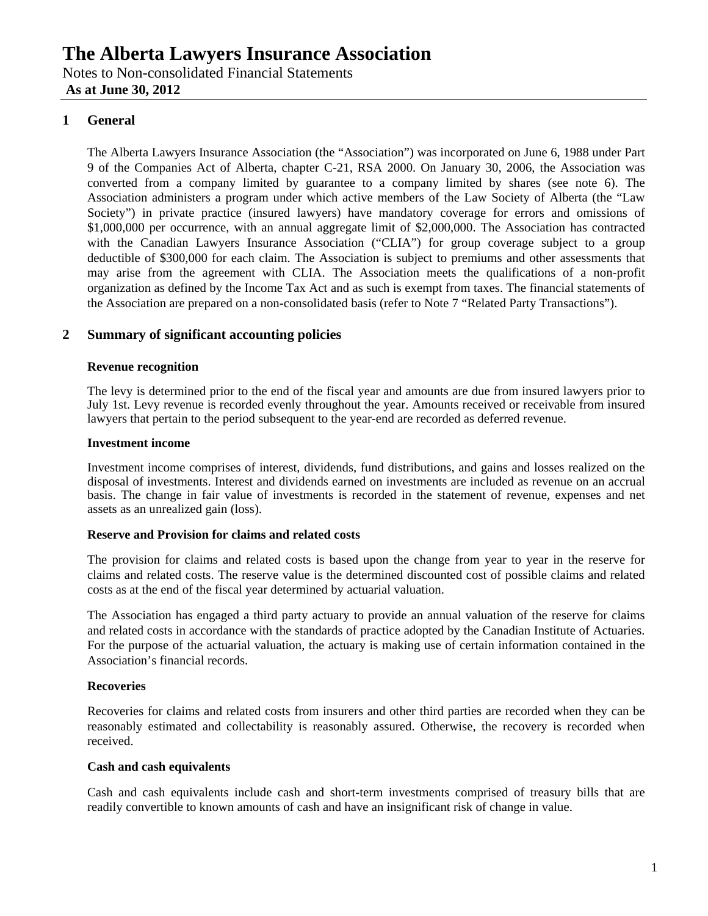# The Alberta Lawyers Insurance Association

Notes to Non-consolidated Financial Statements

**As at June 30, 2012**

## 1 General

The Alberta Lawyers Insurance Association (the "Association") was incorporated on June 6, 1988 under Part 9 of the Companies Act of Alberta, chapter C-21, RSA 2000. On January 30, 2006, the Association was converted from a company limited by guarantee to a company limited by shares (see note 6). The Association administers a program under which active members of the Law Society of Alberta (the "Law Society") in private practice (insured lawyers) have mandatory coverage for errors and omissions of $1,000,000 per occurrence, with an annual aggregate limit of $2,000,000. The Association has contracted with the Canadian Lawyers Insurance Association ("CLIA") for group coverage subject to a group deductible of $300,000 for each claim. The Association is subject to premiums and other assessments that may arise from the agreement with CLIA. The Association meets the qualifications of a non-profit organization as defined by the Income Tax Act and as such is exempt from taxes. The financial statements of the Association are prepared on a non-consolidated basis (refer to Note 7 "Related Party Transactions").

## 2 Summary of significant accounting policies

### Revenue recognition

The levy is determined prior to the end of the fiscal year and amounts are due from insured lawyers prior to July 1st. Levy revenue is recorded evenly throughout the year. Amounts received or receivable from insured lawyers that pertain to the period subsequent to the year-end are recorded as deferred revenue.

### Investment income

Investment income comprises of interest, dividends, fund distributions, and gains and losses realized on the disposal of investments. Interest and dividends earned on investments are included as revenue on an accrual basis. The change in fair value of investments is recorded in the statement of revenue, expenses and net assets as an unrealized gain (loss).

### Reserve and Provision for claims and related costs

The provision for claims and related costs is based upon the change from year to year in the reserve for claims and related costs. The reserve value is the determined discounted cost of possible claims and related costs as at the end of the fiscal year determined by actuarial valuation.

The Association has engaged a third party actuary to provide an annual valuation of the reserve for claims and related costs in accordance with the standards of practice adopted by the Canadian Institute of Actuaries. For the purpose of the actuarial valuation, the actuary is making use of certain information contained in the Association's financial records.

### Recoveries

Recoveries for claims and related costs from insurers and other third parties are recorded when they can be reasonably estimated and collectability is reasonably assured. Otherwise, the recovery is recorded when received.

### Cash and cash equivalents

Cash and cash equivalents include cash and short-term investments comprised of treasury bills that are readily convertible to known amounts of cash and have an insignificant risk of change in value.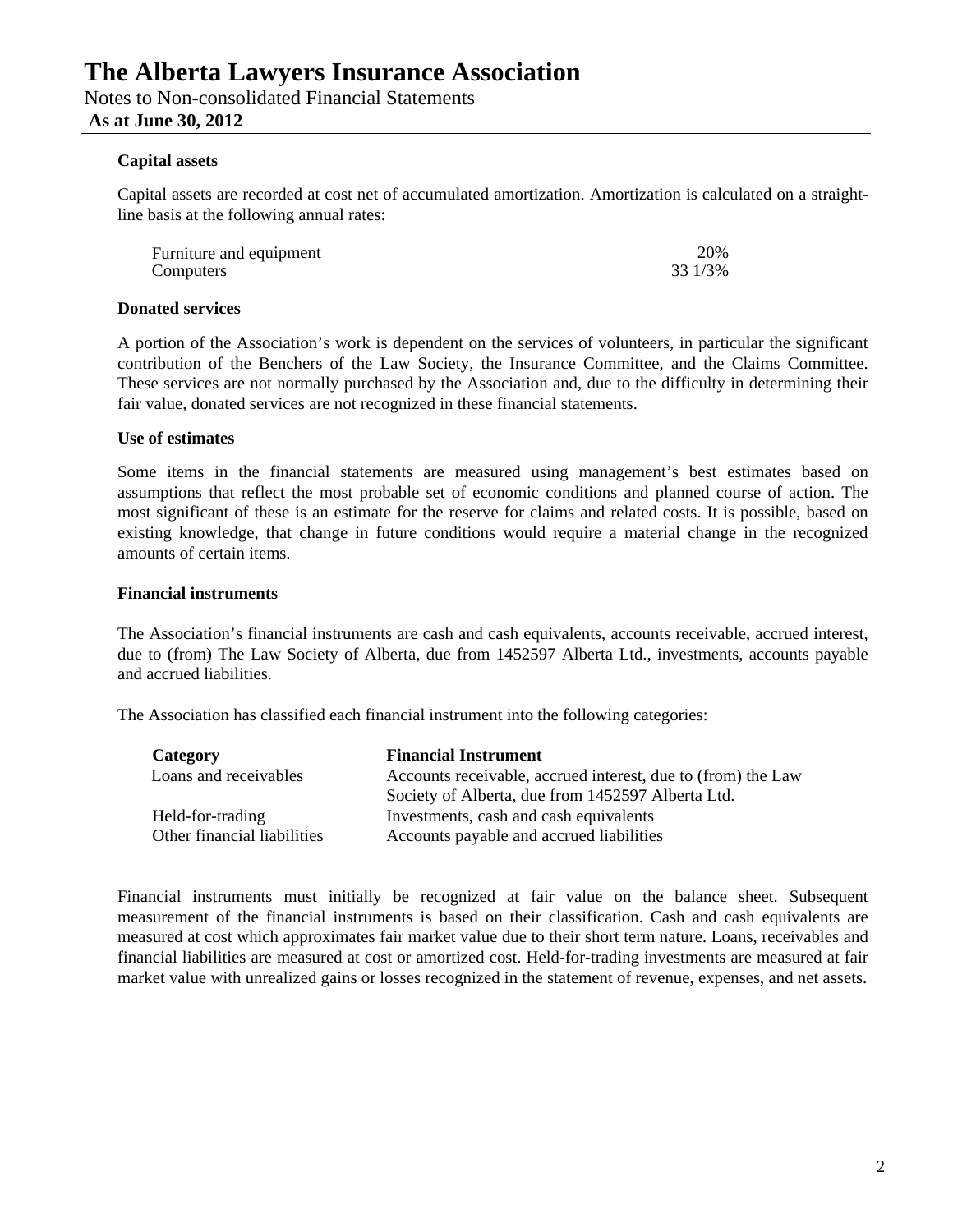# The Alberta Lawyers Insurance Association

Notes to Non-consolidated Financial Statements

**As at June 30, 2012**

**Capital assets**

Capital assets are recorded at cost net of accumulated amortization. Amortization is calculated on a straight-line basis at the following annual rates:

| | |
|---|---|
| Furniture and equipment | 20% |
| Computers | 33 1/3% |

**Donated services**

A portion of the Association's work is dependent on the services of volunteers, in particular the significant contribution of the Benchers of the Law Society, the Insurance Committee, and the Claims Committee. These services are not normally purchased by the Association and, due to the difficulty in determining their fair value, donated services are not recognized in these financial statements.

**Use of estimates**

Some items in the financial statements are measured using management's best estimates based on assumptions that reflect the most probable set of economic conditions and planned course of action. The most significant of these is an estimate for the reserve for claims and related costs. It is possible, based on existing knowledge, that change in future conditions would require a material change in the recognized amounts of certain items.

**Financial instruments**

The Association's financial instruments are cash and cash equivalents, accounts receivable, accrued interest, due to (from) The Law Society of Alberta, due from 1452597 Alberta Ltd., investments, accounts payable and accrued liabilities.

The Association has classified each financial instrument into the following categories:

| Category | Financial Instrument |
|---|---|
| Loans and receivables | Accounts receivable, accrued interest, due to (from) the Law Society of Alberta, due from 1452597 Alberta Ltd. |
| Held-for-trading | Investments, cash and cash equivalents |
| Other financial liabilities | Accounts payable and accrued liabilities |

Financial instruments must initially be recognized at fair value on the balance sheet. Subsequent measurement of the financial instruments is based on their classification. Cash and cash equivalents are measured at cost which approximates fair market value due to their short term nature. Loans, receivables and financial liabilities are measured at cost or amortized cost. Held-for-trading investments are measured at fair market value with unrealized gains or losses recognized in the statement of revenue, expenses, and net assets.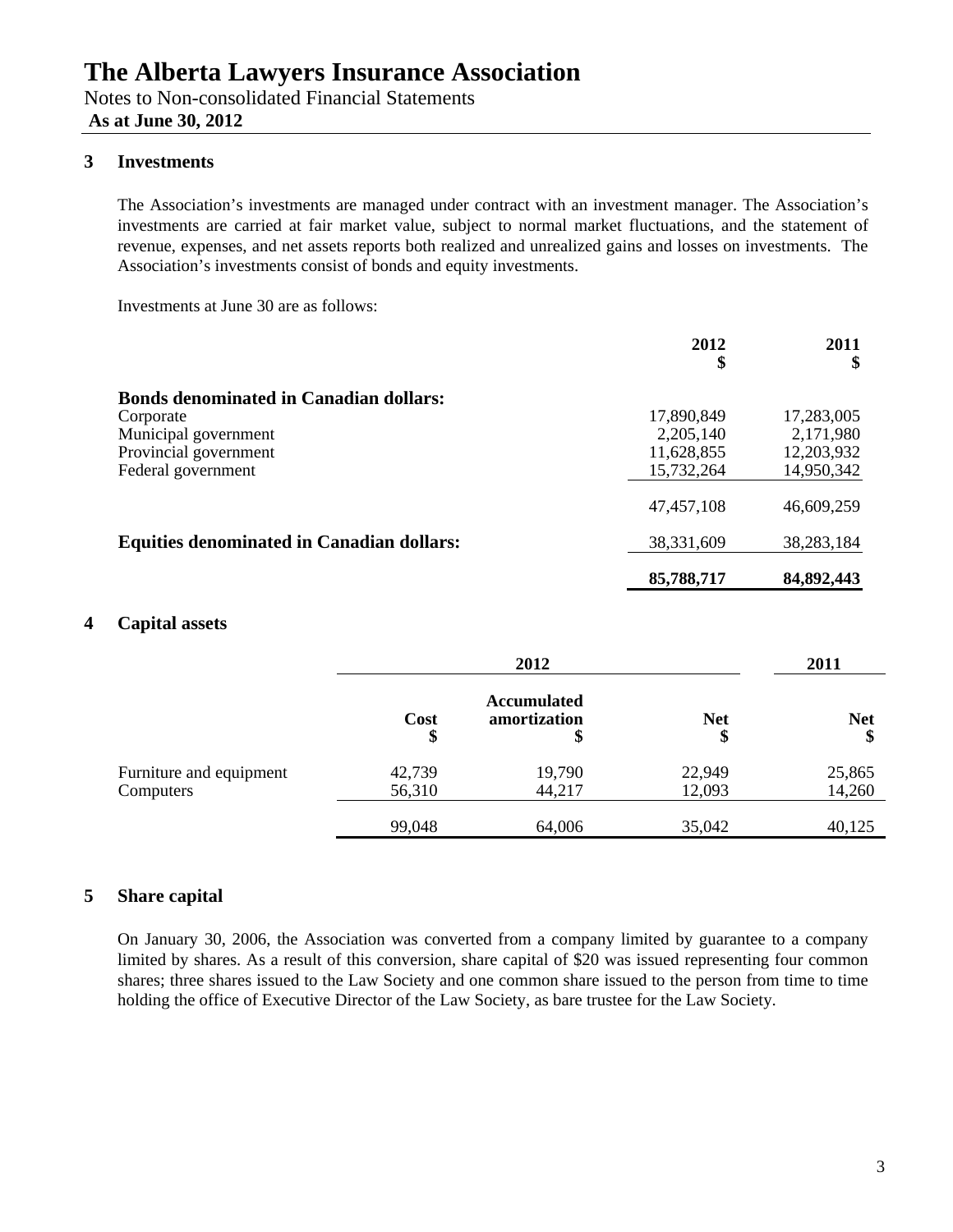# The Alberta Lawyers Insurance Association

Notes to Non-consolidated Financial Statements

**As at June 30, 2012**

## 3 Investments

The Association's investments are managed under contract with an investment manager. The Association's investments are carried at fair market value, subject to normal market fluctuations, and the statement of revenue, expenses, and net assets reports both realized and unrealized gains and losses on investments. The Association's investments consist of bonds and equity investments.

Investments at June 30 are as follows:

| | 2012 $ | 2011 $ |
|---|---|---|
| **Bonds denominated in Canadian dollars:** | | |
| Corporate | 17,890,849 | 17,283,005 |
| Municipal government | 2,205,140 | 2,171,980 |
| Provincial government | 11,628,855 | 12,203,932 |
| Federal government | 15,732,264 | 14,950,342 |
| | 47,457,108 | 46,609,259 |
| **Equities denominated in Canadian dollars:** | 38,331,609 | 38,283,184 |
| | **85,788,717** | **84,892,443** |

## 4 Capital assets

| | 2012 | | | 2011 |
|---|---|---|---|---|
| | **Cost** $ | **Accumulated amortization** $ | **Net** $ | **Net** $ |
| Furniture and equipment | 42,739 | 19,790 | 22,949 | 25,865 |
| Computers | 56,310 | 44,217 | 12,093 | 14,260 |
| | 99,048 | 64,006 | 35,042 | 40,125 |

## 5 Share capital

On January 30, 2006, the Association was converted from a company limited by guarantee to a company limited by shares. As a result of this conversion, share capital of $20 was issued representing four common shares; three shares issued to the Law Society and one common share issued to the person from time to time holding the office of Executive Director of the Law Society, as bare trustee for the Law Society.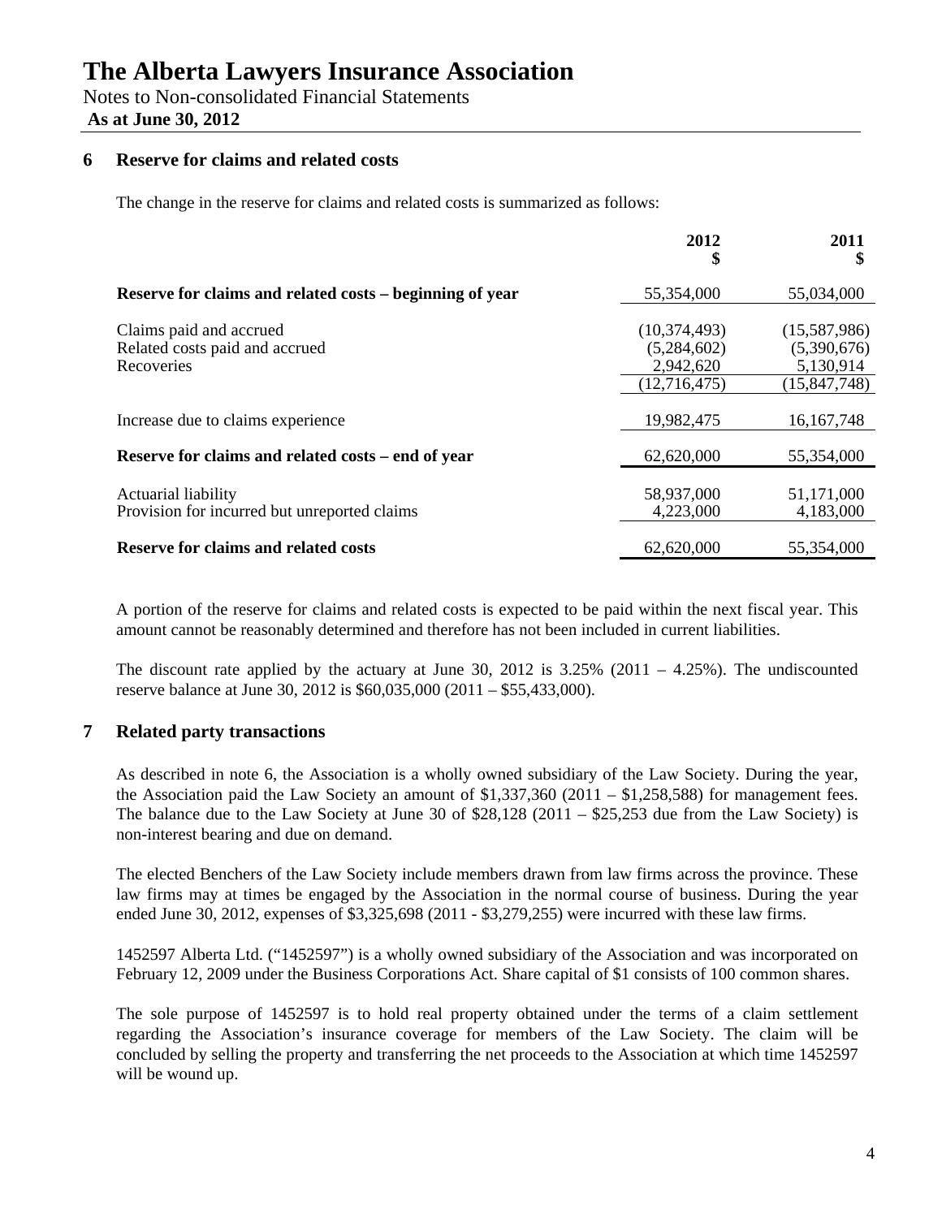# The Alberta Lawyers Insurance Association

Notes to Non-consolidated Financial Statements

**As at June 30, 2012**

## 6 Reserve for claims and related costs

The change in the reserve for claims and related costs is summarized as follows:

| | 2012<br>$ | 2011<br>$ |
|---|---|---|
| **Reserve for claims and related costs – beginning of year** | 55,354,000 | 55,034,000 |
| Claims paid and accrued | (10,374,493) | (15,587,986) |
| Related costs paid and accrued | (5,284,602) | (5,390,676) |
| Recoveries | 2,942,620 | 5,130,914 |
| | (12,716,475) | (15,847,748) |
| Increase due to claims experience | 19,982,475 | 16,167,748 |
| **Reserve for claims and related costs – end of year** | 62,620,000 | 55,354,000 |
| Actuarial liability | 58,937,000 | 51,171,000 |
| Provision for incurred but unreported claims | 4,223,000 | 4,183,000 |
| **Reserve for claims and related costs** | 62,620,000 | 55,354,000 |

A portion of the reserve for claims and related costs is expected to be paid within the next fiscal year. This amount cannot be reasonably determined and therefore has not been included in current liabilities.

The discount rate applied by the actuary at June 30, 2012 is 3.25% (2011 – 4.25%). The undiscounted reserve balance at June 30, 2012 is $60,035,000 (2011 – $55,433,000).

## 7 Related party transactions

As described in note 6, the Association is a wholly owned subsidiary of the Law Society. During the year, the Association paid the Law Society an amount of $1,337,360 (2011 – $1,258,588) for management fees. The balance due to the Law Society at June 30 of $28,128 (2011 – $25,253 due from the Law Society) is non-interest bearing and due on demand.

The elected Benchers of the Law Society include members drawn from law firms across the province. These law firms may at times be engaged by the Association in the normal course of business. During the year ended June 30, 2012, expenses of $3,325,698 (2011 - $3,279,255) were incurred with these law firms.

1452597 Alberta Ltd. ("1452597") is a wholly owned subsidiary of the Association and was incorporated on February 12, 2009 under the Business Corporations Act. Share capital of $1 consists of 100 common shares.

The sole purpose of 1452597 is to hold real property obtained under the terms of a claim settlement regarding the Association's insurance coverage for members of the Law Society. The claim will be concluded by selling the property and transferring the net proceeds to the Association at which time 1452597 will be wound up.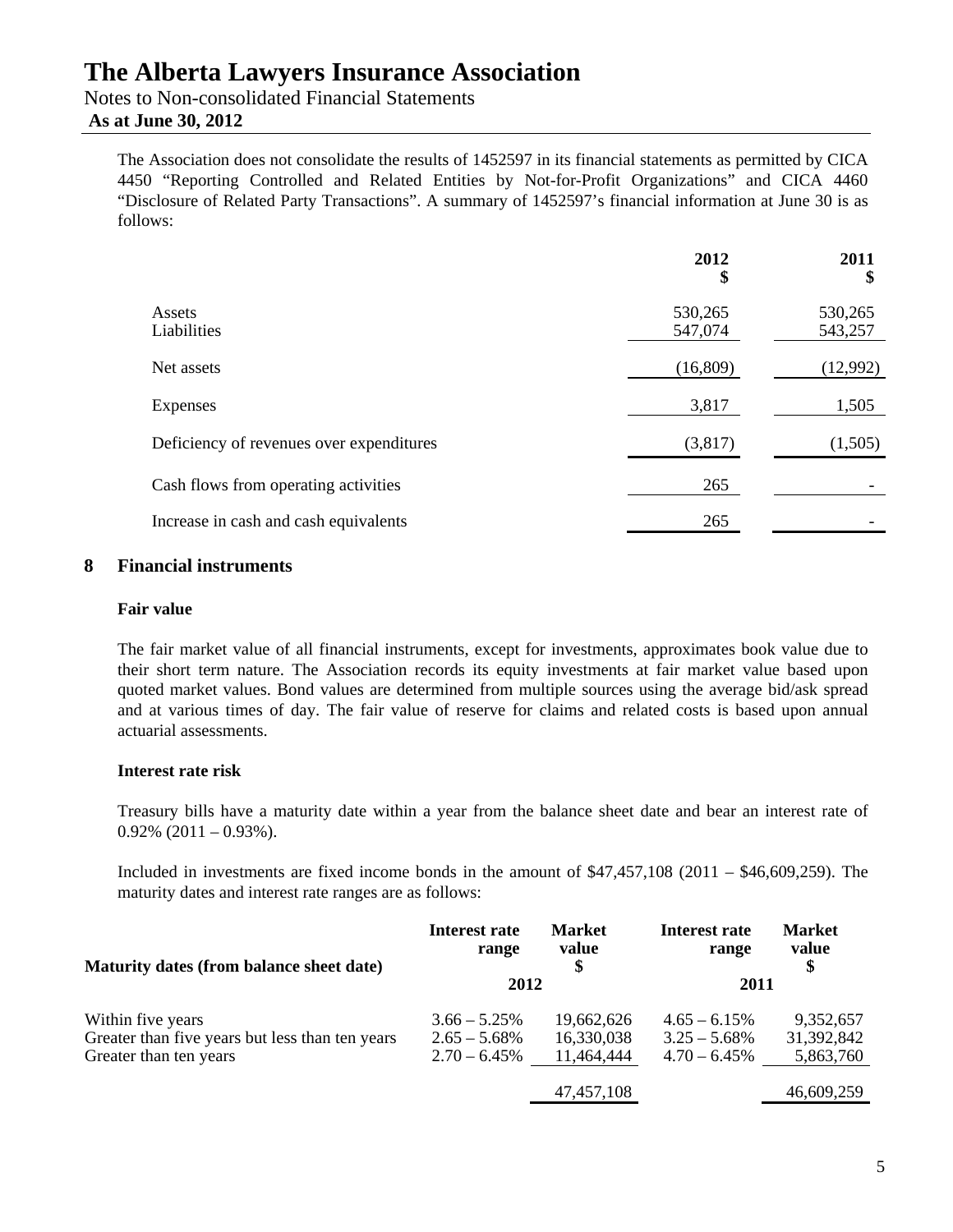The Association does not consolidate the results of 1452597 in its financial statements as permitted by CICA 4450 "Reporting Controlled and Related Entities by Not-for-Profit Organizations" and CICA 4460 "Disclosure of Related Party Transactions". A summary of 1452597's financial information at June 30 is as follows:

| | 2012 $ | 2011 $ |
|---|---|---|
| Assets | 530,265 | 530,265 |
| Liabilities | 547,074 | 543,257 |
| Net assets | (16,809) | (12,992) |
| Expenses | 3,817 | 1,505 |
| Deficiency of revenues over expenditures | (3,817) | (1,505) |
| Cash flows from operating activities | 265 | - |
| Increase in cash and cash equivalents | 265 | - |

## 8 Financial instruments

### Fair value

The fair market value of all financial instruments, except for investments, approximates book value due to their short term nature. The Association records its equity investments at fair market value based upon quoted market values. Bond values are determined from multiple sources using the average bid/ask spread and at various times of day. The fair value of reserve for claims and related costs is based upon annual actuarial assessments.

### Interest rate risk

Treasury bills have a maturity date within a year from the balance sheet date and bear an interest rate of 0.92% (2011 – 0.93%).

Included in investments are fixed income bonds in the amount of $47,457,108 (2011 – $46,609,259). The maturity dates and interest rate ranges are as follows:

| Maturity dates (from balance sheet date) | Interest rate range | Market value $ | Interest rate range | Market value $ |
|---|---|---|---|---|
| | 2012 | | 2011 | |
| Within five years | 3.66 – 5.25% | 19,662,626 | 4.65 – 6.15% | 9,352,657 |
| Greater than five years but less than ten years | 2.65 – 5.68% | 16,330,038 | 3.25 – 5.68% | 31,392,842 |
| Greater than ten years | 2.70 – 6.45% | 11,464,444 | 4.70 – 6.45% | 5,863,760 |
| | | 47,457,108 | | 46,609,259 |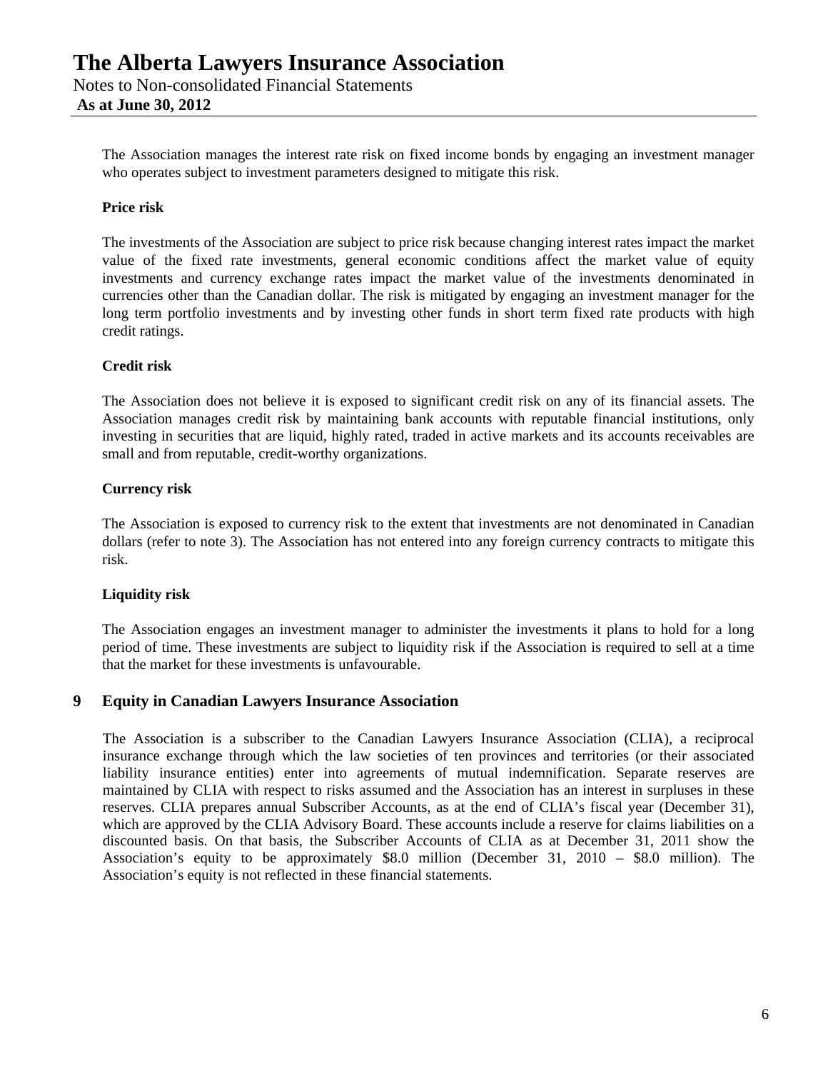The Association manages the interest rate risk on fixed income bonds by engaging an investment manager who operates subject to investment parameters designed to mitigate this risk.

**Price risk**

The investments of the Association are subject to price risk because changing interest rates impact the market value of the fixed rate investments, general economic conditions affect the market value of equity investments and currency exchange rates impact the market value of the investments denominated in currencies other than the Canadian dollar. The risk is mitigated by engaging an investment manager for the long term portfolio investments and by investing other funds in short term fixed rate products with high credit ratings.

**Credit risk**

The Association does not believe it is exposed to significant credit risk on any of its financial assets. The Association manages credit risk by maintaining bank accounts with reputable financial institutions, only investing in securities that are liquid, highly rated, traded in active markets and its accounts receivables are small and from reputable, credit-worthy organizations.

**Currency risk**

The Association is exposed to currency risk to the extent that investments are not denominated in Canadian dollars (refer to note 3). The Association has not entered into any foreign currency contracts to mitigate this risk.

**Liquidity risk**

The Association engages an investment manager to administer the investments it plans to hold for a long period of time. These investments are subject to liquidity risk if the Association is required to sell at a time that the market for these investments is unfavourable.

## 9 Equity in Canadian Lawyers Insurance Association

The Association is a subscriber to the Canadian Lawyers Insurance Association (CLIA), a reciprocal insurance exchange through which the law societies of ten provinces and territories (or their associated liability insurance entities) enter into agreements of mutual indemnification. Separate reserves are maintained by CLIA with respect to risks assumed and the Association has an interest in surpluses in these reserves. CLIA prepares annual Subscriber Accounts, as at the end of CLIA's fiscal year (December 31), which are approved by the CLIA Advisory Board. These accounts include a reserve for claims liabilities on a discounted basis. On that basis, the Subscriber Accounts of CLIA as at December 31, 2011 show the Association's equity to be approximately $8.0 million (December 31, 2010 – $8.0 million). The Association's equity is not reflected in these financial statements.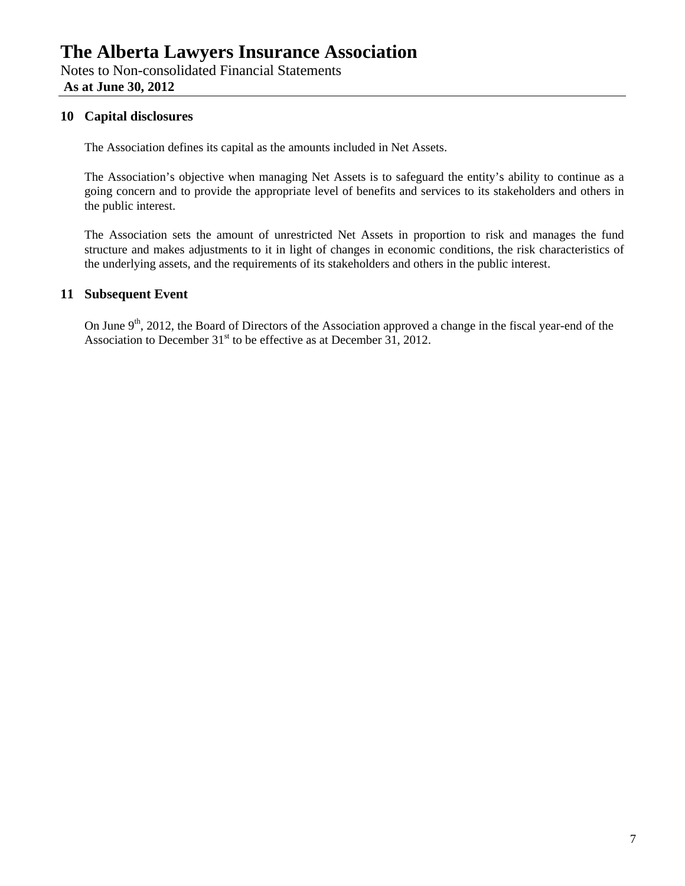## 10 Capital disclosures

The Association defines its capital as the amounts included in Net Assets.

The Association's objective when managing Net Assets is to safeguard the entity's ability to continue as a going concern and to provide the appropriate level of benefits and services to its stakeholders and others in the public interest.

The Association sets the amount of unrestricted Net Assets in proportion to risk and manages the fund structure and makes adjustments to it in light of changes in economic conditions, the risk characteristics of the underlying assets, and the requirements of its stakeholders and others in the public interest.

## 11 Subsequent Event

On June 9th, 2012, the Board of Directors of the Association approved a change in the fiscal year-end of the Association to December 31st to be effective as at December 31, 2012.